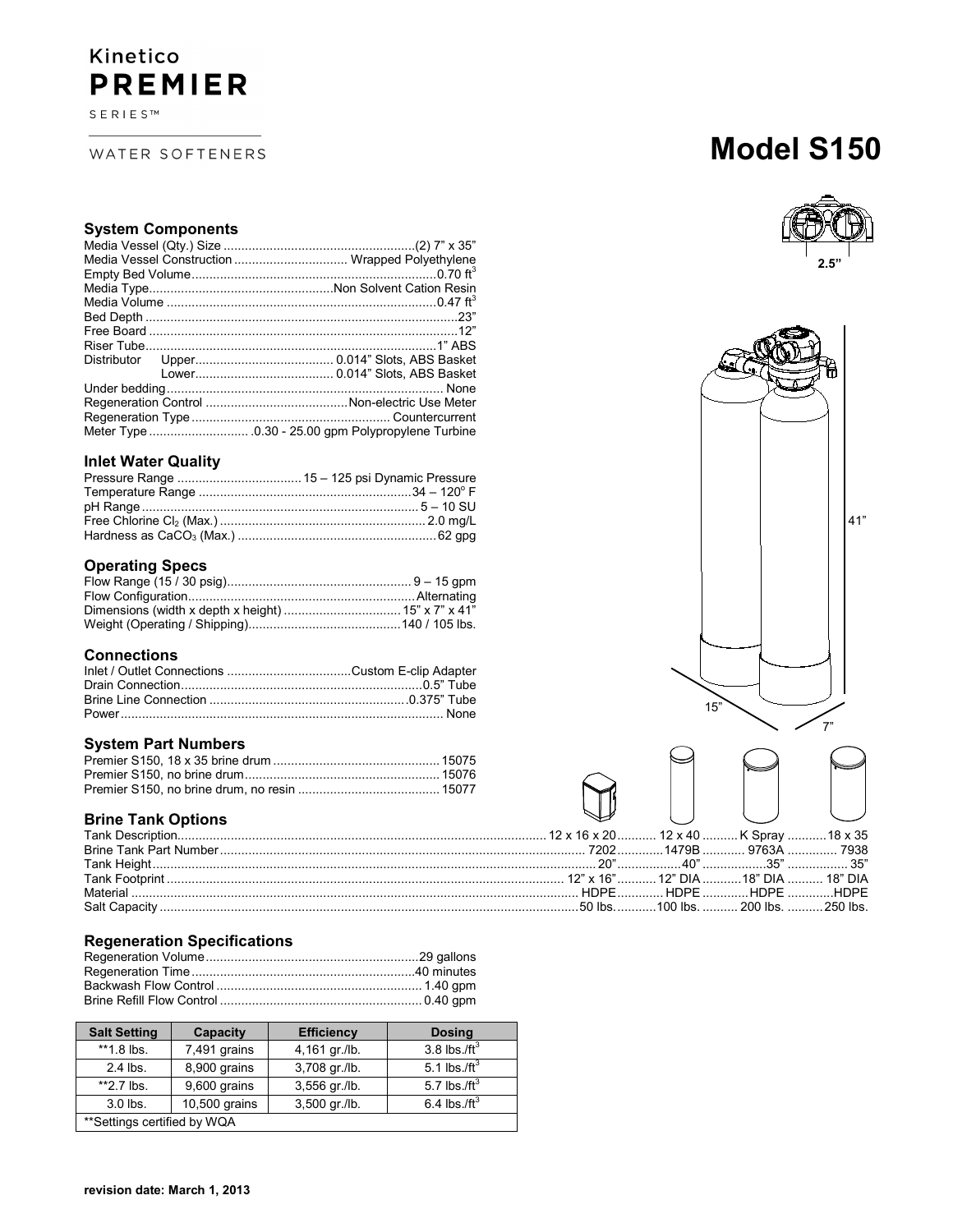Kinetico **PREMIER**

SERIES™

WATER SOFTENERS

# Model S150

## System Components

| | |
|---|---|
| Media Vessel (Qty.) Size | (2) 7" x 35" |
| Media Vessel Construction | Wrapped Polyethylene |
| Empty Bed Volume | 0.70 $ft^3$ |
| Media Type | Non Solvent Cation Resin |
| Media Volume | 0.47 $ft^3$ |
| Bed Depth | 23" |
| Free Board | 12" |
| Riser Tube | 1" ABS |
| Distributor Upper | 0.014" Slots, ABS Basket |
| Distributor Lower | 0.014" Slots, ABS Basket |
| Under bedding | None |
| Regeneration Control | Non-electric Use Meter |
| Regeneration Type | Countercurrent |
| Meter Type | .0.30 - 25.00 gpm Polypropylene Turbine |

## Inlet Water Quality

| | |
|---|---|
| Pressure Range | 15 – 125 psi Dynamic Pressure |
| Temperature Range | 34 – 120° F |
| pH Range | 5 – 10 SU |
| Free Chlorine $Cl_2$ (Max.) | 2.0 mg/L |
| Hardness as $CaCO_3$ (Max.) | 62 gpg |

## Operating Specs

| | |
|---|---|
| Flow Range (15 / 30 psig) | 9 – 15 gpm |
| Flow Configuration | Alternating |
| Dimensions (width x depth x height) | 15" x 7" x 41" |
| Weight (Operating / Shipping) | 140 / 105 lbs. |

## Connections

| | |
|---|---|
| Inlet / Outlet Connections | Custom E-clip Adapter |
| Drain Connection | 0.5" Tube |
| Brine Line Connection | 0.375" Tube |
| Power | None |

## System Part Numbers

| | |
|---|---|
| Premier S150, 18 x 35 brine drum | 15075 |
| Premier S150, no brine drum | 15076 |
| Premier S150, no brine drum, no resin | 15077 |

2.5"

41"

15"

7"

## Brine Tank Options

| | | | | |
|---|---|---|---|---|
| Tank Description | 12 x 16 x 20 | 12 x 40 | K Spray | 18 x 35 |
| Brine Tank Part Number | 7202 | 1479B | 9763A | 7938 |
| Tank Height | 20" | 40" | 35" | 35" |
| Tank Footprint | 12" x 16" | 12" DIA | 18" DIA | 18" DIA |
| Material | HDPE | HDPE | HDPE | HDPE |
| Salt Capacity | 50 lbs. | 100 lbs. | 200 lbs. | 250 lbs. |

## Regeneration Specifications

| | |
|---|---|
| Regeneration Volume | 29 gallons |
| Regeneration Time | 40 minutes |
| Backwash Flow Control | 1.40 gpm |
| Brine Refill Flow Control | 0.40 gpm |

| Salt Setting | Capacity | Efficiency | Dosing |
|---|---|---|---|
| **1.8 lbs. | 7,491 grains | 4,161 gr./lb. | 3.8 lbs./$ft^3$ |
| 2.4 lbs. | 8,900 grains | 3,708 gr./lb. | 5.1 lbs./$ft^3$ |
| **2.7 lbs. | 9,600 grains | 3,556 gr./lb. | 5.7 lbs./$ft^3$ |
| 3.0 lbs. | 10,500 grains | 3,500 gr./lb. | 6.4 lbs./$ft^3$ |
| **Settings certified by WQA | | | |

**revision date: March 1, 2013**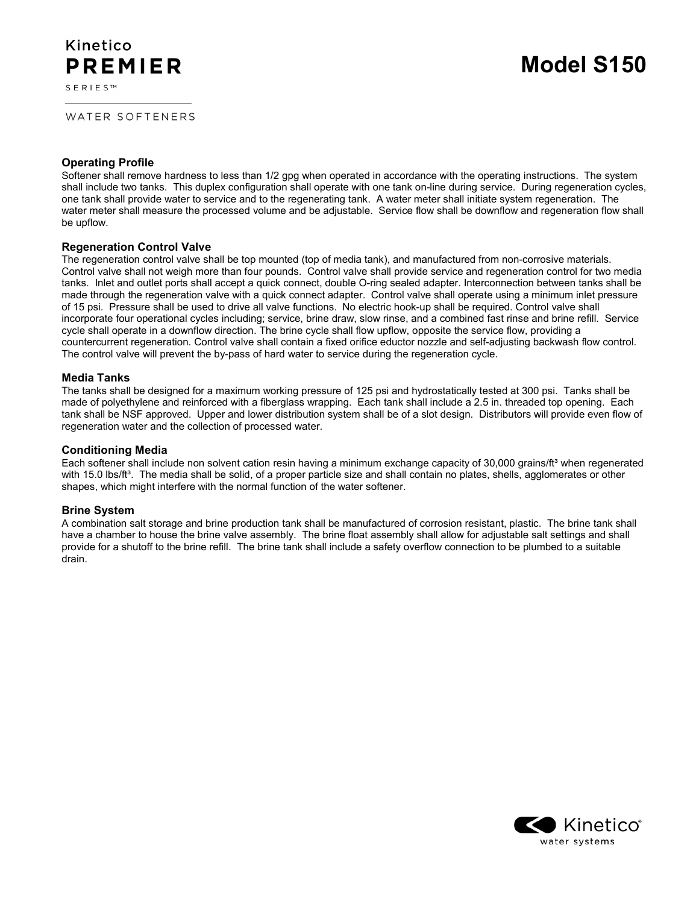Kinetico
**PREMIER**
SERIES™

WATER SOFTENERS

# Model S150

### Operating Profile

Softener shall remove hardness to less than 1/2 gpg when operated in accordance with the operating instructions. The system shall include two tanks. This duplex configuration shall operate with one tank on-line during service. During regeneration cycles, one tank shall provide water to service and to the regenerating tank. A water meter shall initiate system regeneration. The water meter shall measure the processed volume and be adjustable. Service flow shall be downflow and regeneration flow shall be upflow.

### Regeneration Control Valve

The regeneration control valve shall be top mounted (top of media tank), and manufactured from non-corrosive materials. Control valve shall not weigh more than four pounds. Control valve shall provide service and regeneration control for two media tanks. Inlet and outlet ports shall accept a quick connect, double O-ring sealed adapter. Interconnection between tanks shall be made through the regeneration valve with a quick connect adapter. Control valve shall operate using a minimum inlet pressure of 15 psi. Pressure shall be used to drive all valve functions. No electric hook-up shall be required. Control valve shall incorporate four operational cycles including; service, brine draw, slow rinse, and a combined fast rinse and brine refill. Service cycle shall operate in a downflow direction. The brine cycle shall flow upflow, opposite the service flow, providing a countercurrent regeneration. Control valve shall contain a fixed orifice eductor nozzle and self-adjusting backwash flow control. The control valve will prevent the by-pass of hard water to service during the regeneration cycle.

### Media Tanks

The tanks shall be designed for a maximum working pressure of 125 psi and hydrostatically tested at 300 psi. Tanks shall be made of polyethylene and reinforced with a fiberglass wrapping. Each tank shall include a 2.5 in. threaded top opening. Each tank shall be NSF approved. Upper and lower distribution system shall be of a slot design. Distributors will provide even flow of regeneration water and the collection of processed water.

### Conditioning Media

Each softener shall include non solvent cation resin having a minimum exchange capacity of 30,000 grains/ft$^3$ when regenerated with 15.0 lbs/ft$^3$. The media shall be solid, of a proper particle size and shall contain no plates, shells, agglomerates or other shapes, which might interfere with the normal function of the water softener.

### Brine System

A combination salt storage and brine production tank shall be manufactured of corrosion resistant, plastic. The brine tank shall have a chamber to house the brine valve assembly. The brine float assembly shall allow for adjustable salt settings and shall provide for a shutoff to the brine refill. The brine tank shall include a safety overflow connection to be plumbed to a suitable drain.

Kinetico® water systems